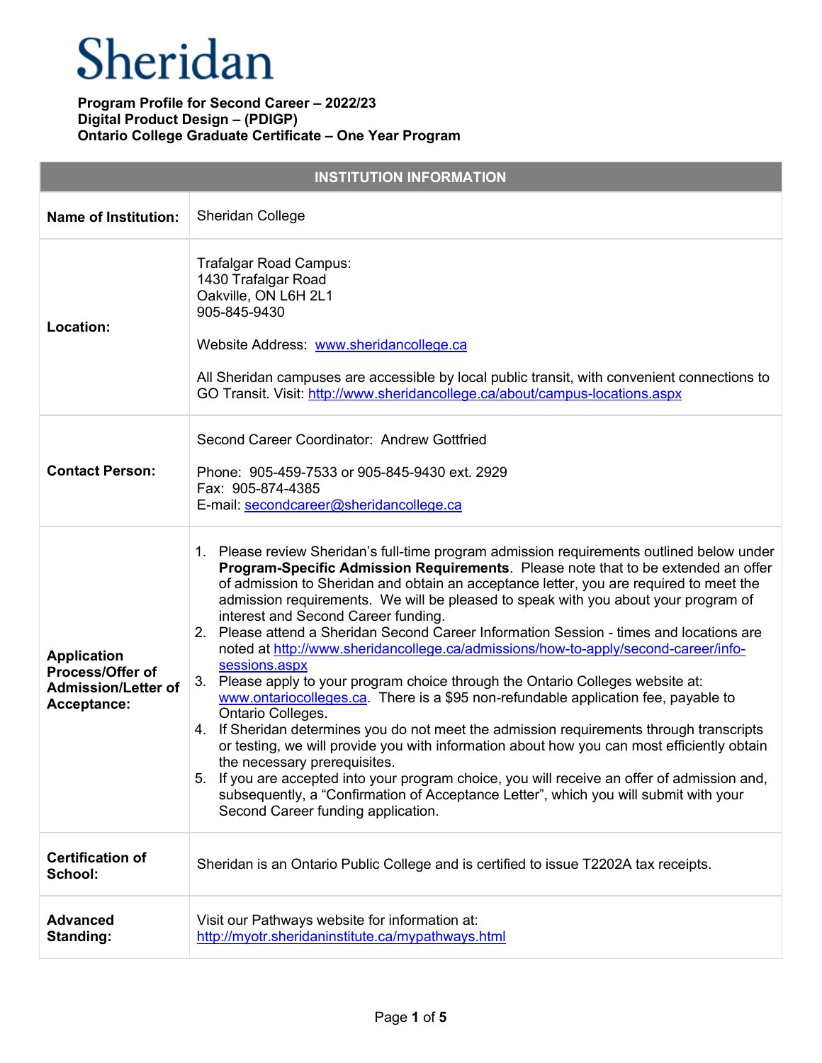# Sheridan

**Program Profile for Second Career – 2022/23**
**Digital Product Design – (PDIGP)**
**Ontario College Graduate Certificate – One Year Program**

| INSTITUTION INFORMATION | |
|---|---|
| **Name of Institution:** | Sheridan College |
| **Location:** | Trafalgar Road Campus:<br>1430 Trafalgar Road<br>Oakville, ON L6H 2L1<br>905-845-9430<br><br>Website Address: [www.sheridancollege.ca](http://www.sheridancollege.ca)<br><br>All Sheridan campuses are accessible by local public transit, with convenient connections to GO Transit. Visit: [http://www.sheridancollege.ca/about/campus-locations.aspx](http://www.sheridancollege.ca/about/campus-locations.aspx) |
| **Contact Person:** | Second Career Coordinator: Andrew Gottfried<br><br>Phone: 905-459-7533 or 905-845-9430 ext. 2929<br>Fax: 905-874-4385<br>E-mail: [secondcareer@sheridancollege.ca](mailto:secondcareer@sheridancollege.ca) |
| **Application Process/Offer of Admission/Letter of Acceptance:** | 1. Please review Sheridan's full-time program admission requirements outlined below under **Program-Specific Admission Requirements**. Please note that to be extended an offer of admission to Sheridan and obtain an acceptance letter, you are required to meet the admission requirements. We will be pleased to speak with you about your program of interest and Second Career funding.<br>2. Please attend a Sheridan Second Career Information Session - times and locations are noted at [http://www.sheridancollege.ca/admissions/how-to-apply/second-career/info-sessions.aspx](http://www.sheridancollege.ca/admissions/how-to-apply/second-career/info-sessions.aspx)<br>3. Please apply to your program choice through the Ontario Colleges website at: [www.ontariocolleges.ca](http://www.ontariocolleges.ca). There is a $95 non-refundable application fee, payable to Ontario Colleges.<br>4. If Sheridan determines you do not meet the admission requirements through transcripts or testing, we will provide you with information about how you can most efficiently obtain the necessary prerequisites.<br>5. If you are accepted into your program choice, you will receive an offer of admission and, subsequently, a "Confirmation of Acceptance Letter", which you will submit with your Second Career funding application. |
| **Certification of School:** | Sheridan is an Ontario Public College and is certified to issue T2202A tax receipts. |
| **Advanced Standing:** | Visit our Pathways website for information at:<br>[http://myotr.sheridaninstitute.ca/mypathways.html](http://myotr.sheridaninstitute.ca/mypathways.html) |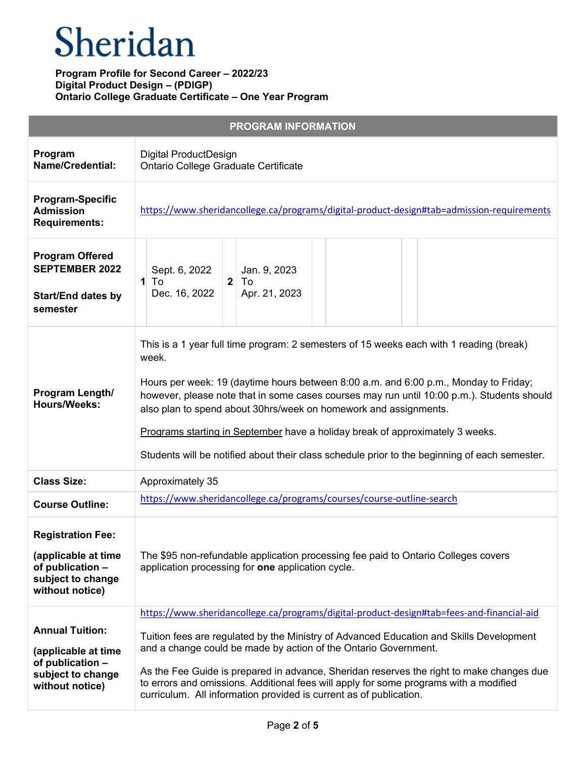# Sheridan

**Program Profile for Second Career – 2022/23**
**Digital Product Design – (PDIGP)**
**Ontario College Graduate Certificate – One Year Program**

| PROGRAM INFORMATION | |
|---|---|
| **Program Name/Credential:** | Digital ProductDesign<br>Ontario College Graduate Certificate |
| **Program-Specific Admission Requirements:** | https://www.sheridancollege.ca/programs/digital-product-design#tab=admission-requirements |
| **Program Offered SEPTEMBER 2022**<br><br>**Start/End dates by semester** | **1** Sept. 6, 2022 To Dec. 16, 2022<br>**2** Jan. 9, 2023 To Apr. 21, 2023 |
| **Program Length/ Hours/Weeks:** | This is a 1 year full time program: 2 semesters of 15 weeks each with 1 reading (break) week.<br><br>Hours per week: 19 (daytime hours between 8:00 a.m. and 6:00 p.m., Monday to Friday; however, please note that in some cases courses may run until 10:00 p.m.). Students should also plan to spend about 30hrs/week on homework and assignments.<br><br>Programs starting in September have a holiday break of approximately 3 weeks.<br><br>Students will be notified about their class schedule prior to the beginning of each semester. |
| **Class Size:** | Approximately 35 |
| **Course Outline:** | https://www.sheridancollege.ca/programs/courses/course-outline-search |
| **Registration Fee:**<br><br>**(applicable at time of publication – subject to change without notice)** | The $95 non-refundable application processing fee paid to Ontario Colleges covers application processing for **one** application cycle. |
| **Annual Tuition:**<br><br>**(applicable at time of publication – subject to change without notice)** | https://www.sheridancollege.ca/programs/digital-product-design#tab=fees-and-financial-aid<br><br>Tuition fees are regulated by the Ministry of Advanced Education and Skills Development and a change could be made by action of the Ontario Government.<br><br>As the Fee Guide is prepared in advance, Sheridan reserves the right to make changes due to errors and omissions. Additional fees will apply for some programs with a modified curriculum. All information provided is current as of publication. |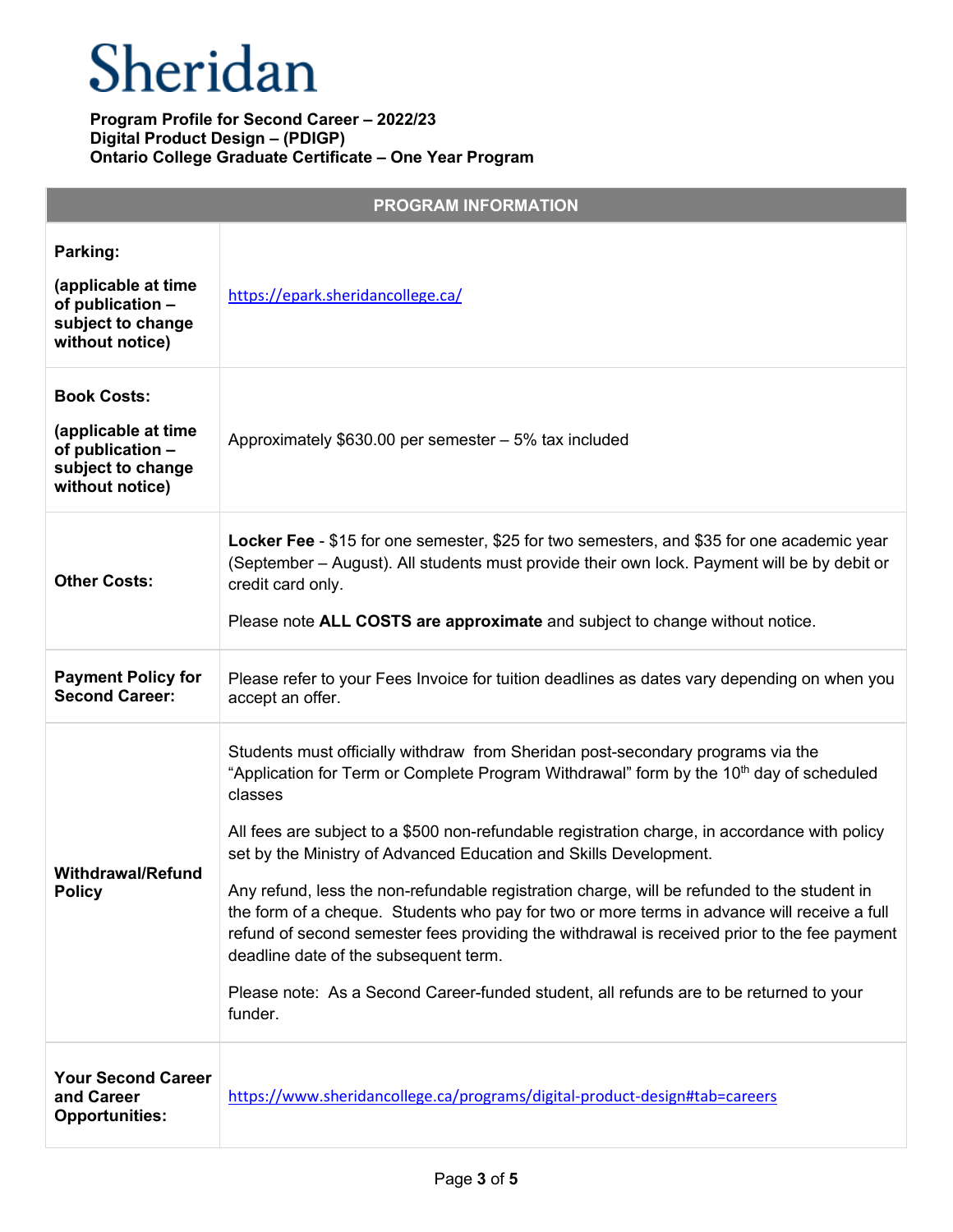Sheridan

**Program Profile for Second Career – 2022/23**
**Digital Product Design – (PDIGP)**
**Ontario College Graduate Certificate – One Year Program**

| PROGRAM INFORMATION | |
|---|---|
| **Parking:** **(applicable at time of publication – subject to change without notice)** | https://epark.sheridancollege.ca/ |
| **Book Costs:** **(applicable at time of publication – subject to change without notice)** | Approximately $630.00 per semester – 5% tax included |
| **Other Costs:** | **Locker Fee** - $15 for one semester, $25 for two semesters, and $35 for one academic year (September – August). All students must provide their own lock. Payment will be by debit or credit card only. Please note **ALL COSTS are approximate** and subject to change without notice. |
| **Payment Policy for Second Career:** | Please refer to your Fees Invoice for tuition deadlines as dates vary depending on when you accept an offer. |
| **Withdrawal/Refund Policy** | Students must officially withdraw from Sheridan post-secondary programs via the "Application for Term or Complete Program Withdrawal" form by the 10th day of scheduled classes. All fees are subject to a $500 non-refundable registration charge, in accordance with policy set by the Ministry of Advanced Education and Skills Development. Any refund, less the non-refundable registration charge, will be refunded to the student in the form of a cheque. Students who pay for two or more terms in advance will receive a full refund of second semester fees providing the withdrawal is received prior to the fee payment deadline date of the subsequent term. Please note: As a Second Career-funded student, all refunds are to be returned to your funder. |
| **Your Second Career and Career Opportunities:** | https://www.sheridancollege.ca/programs/digital-product-design#tab=careers |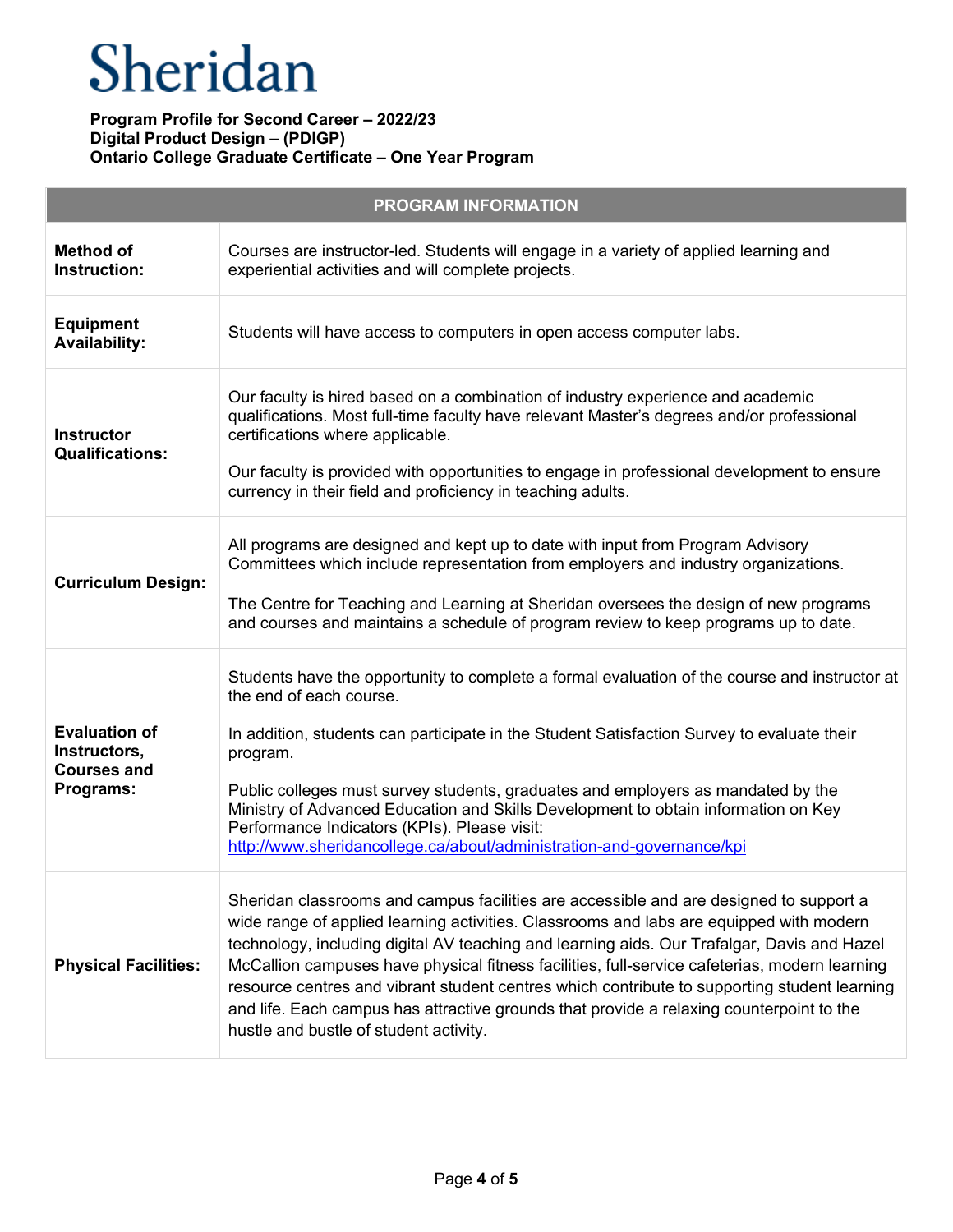# Sheridan

**Program Profile for Second Career – 2022/23**
**Digital Product Design – (PDIGP)**
**Ontario College Graduate Certificate – One Year Program**

| PROGRAM INFORMATION | |
|---|---|
| **Method of Instruction:** | Courses are instructor-led. Students will engage in a variety of applied learning and experiential activities and will complete projects. |
| **Equipment Availability:** | Students will have access to computers in open access computer labs. |
| **Instructor Qualifications:** | Our faculty is hired based on a combination of industry experience and academic qualifications. Most full-time faculty have relevant Master's degrees and/or professional certifications where applicable.<br><br>Our faculty is provided with opportunities to engage in professional development to ensure currency in their field and proficiency in teaching adults. |
| **Curriculum Design:** | All programs are designed and kept up to date with input from Program Advisory Committees which include representation from employers and industry organizations.<br><br>The Centre for Teaching and Learning at Sheridan oversees the design of new programs and courses and maintains a schedule of program review to keep programs up to date. |
| **Evaluation of Instructors, Courses and Programs:** | Students have the opportunity to complete a formal evaluation of the course and instructor at the end of each course.<br><br>In addition, students can participate in the Student Satisfaction Survey to evaluate their program.<br><br>Public colleges must survey students, graduates and employers as mandated by the Ministry of Advanced Education and Skills Development to obtain information on Key Performance Indicators (KPIs). Please visit: [http://www.sheridancollege.ca/about/administration-and-governance/kpi](http://www.sheridancollege.ca/about/administration-and-governance/kpi) |
| **Physical Facilities:** | Sheridan classrooms and campus facilities are accessible and are designed to support a wide range of applied learning activities. Classrooms and labs are equipped with modern technology, including digital AV teaching and learning aids. Our Trafalgar, Davis and Hazel McCallion campuses have physical fitness facilities, full-service cafeterias, modern learning resource centres and vibrant student centres which contribute to supporting student learning and life. Each campus has attractive grounds that provide a relaxing counterpoint to the hustle and bustle of student activity. |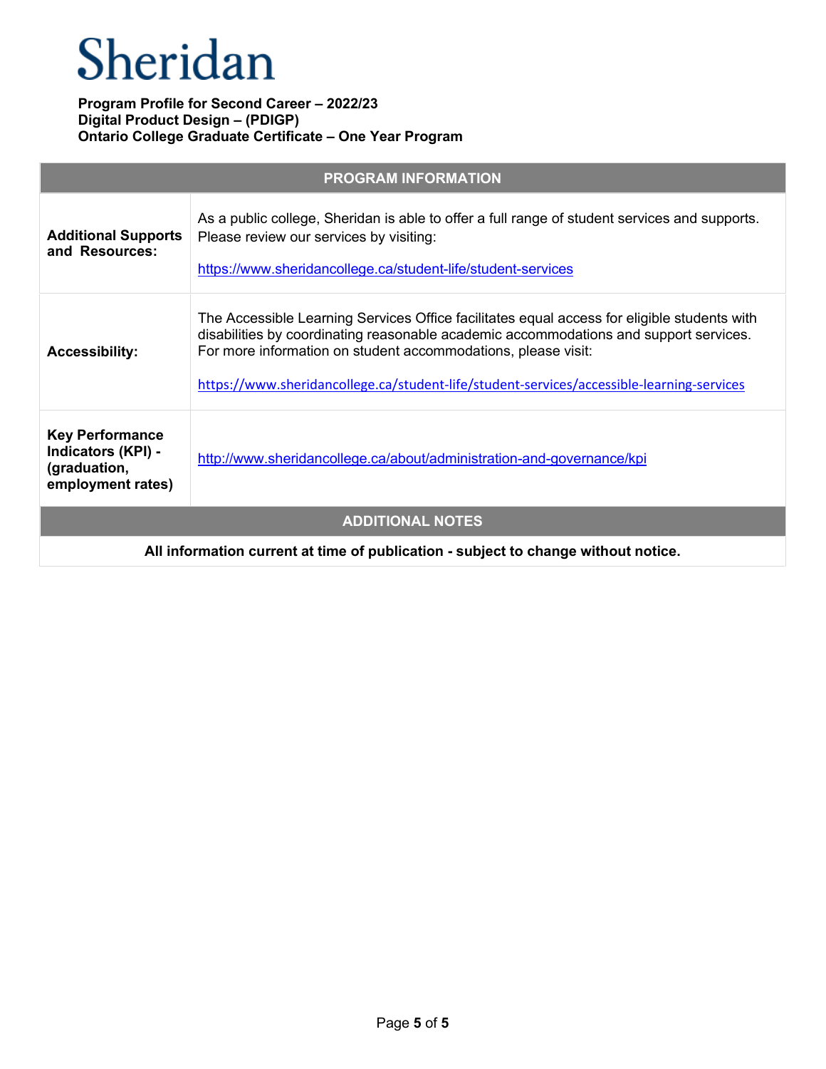Sheridan

**Program Profile for Second Career – 2022/23**
**Digital Product Design – (PDIGP)**
**Ontario College Graduate Certificate – One Year Program**

| PROGRAM INFORMATION | |
|---|---|
| **Additional Supports and Resources:** | As a public college, Sheridan is able to offer a full range of student services and supports. Please review our services by visiting: https://www.sheridancollege.ca/student-life/student-services |
| **Accessibility:** | The Accessible Learning Services Office facilitates equal access for eligible students with disabilities by coordinating reasonable academic accommodations and support services. For more information on student accommodations, please visit: https://www.sheridancollege.ca/student-life/student-services/accessible-learning-services |
| **Key Performance Indicators (KPI) - (graduation, employment rates)** | http://www.sheridancollege.ca/about/administration-and-governance/kpi |

**ADDITIONAL NOTES**

**All information current at time of publication - subject to change without notice.**